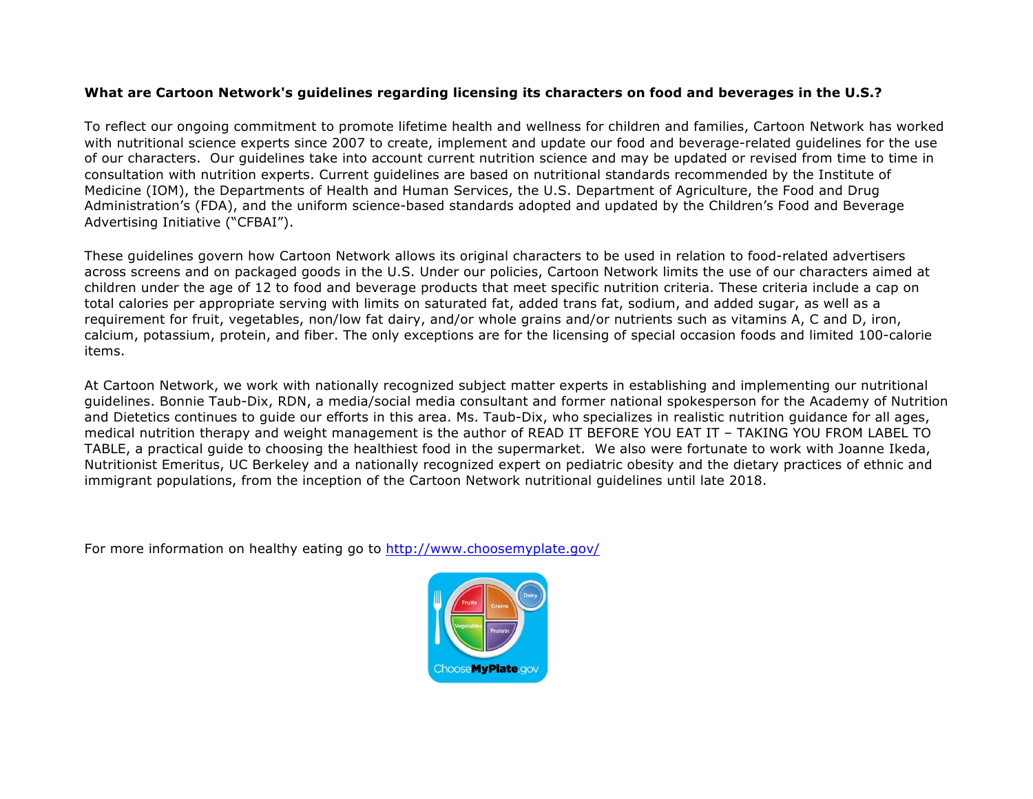**What are Cartoon Network's guidelines regarding licensing its characters on food and beverages in the U.S.?**

To reflect our ongoing commitment to promote lifetime health and wellness for children and families, Cartoon Network has worked with nutritional science experts since 2007 to create, implement and update our food and beverage-related guidelines for the use of our characters. Our guidelines take into account current nutrition science and may be updated or revised from time to time in consultation with nutrition experts. Current guidelines are based on nutritional standards recommended by the Institute of Medicine (IOM), the Departments of Health and Human Services, the U.S. Department of Agriculture, the Food and Drug Administration's (FDA), and the uniform science-based standards adopted and updated by the Children's Food and Beverage Advertising Initiative ("CFBAI").

These guidelines govern how Cartoon Network allows its original characters to be used in relation to food-related advertisers across screens and on packaged goods in the U.S. Under our policies, Cartoon Network limits the use of our characters aimed at children under the age of 12 to food and beverage products that meet specific nutrition criteria. These criteria include a cap on total calories per appropriate serving with limits on saturated fat, added trans fat, sodium, and added sugar, as well as a requirement for fruit, vegetables, non/low fat dairy, and/or whole grains and/or nutrients such as vitamins A, C and D, iron, calcium, potassium, protein, and fiber. The only exceptions are for the licensing of special occasion foods and limited 100-calorie items.

At Cartoon Network, we work with nationally recognized subject matter experts in establishing and implementing our nutritional guidelines. Bonnie Taub-Dix, RDN, a media/social media consultant and former national spokesperson for the Academy of Nutrition and Dietetics continues to guide our efforts in this area. Ms. Taub-Dix, who specializes in realistic nutrition guidance for all ages, medical nutrition therapy and weight management is the author of READ IT BEFORE YOU EAT IT – TAKING YOU FROM LABEL TO TABLE, a practical guide to choosing the healthiest food in the supermarket. We also were fortunate to work with Joanne Ikeda, Nutritionist Emeritus, UC Berkeley and a nationally recognized expert on pediatric obesity and the dietary practices of ethnic and immigrant populations, from the inception of the Cartoon Network nutritional guidelines until late 2018.

For more information on healthy eating go to [http://www.choosemyplate.gov/](http://www.choosemyplate.gov/)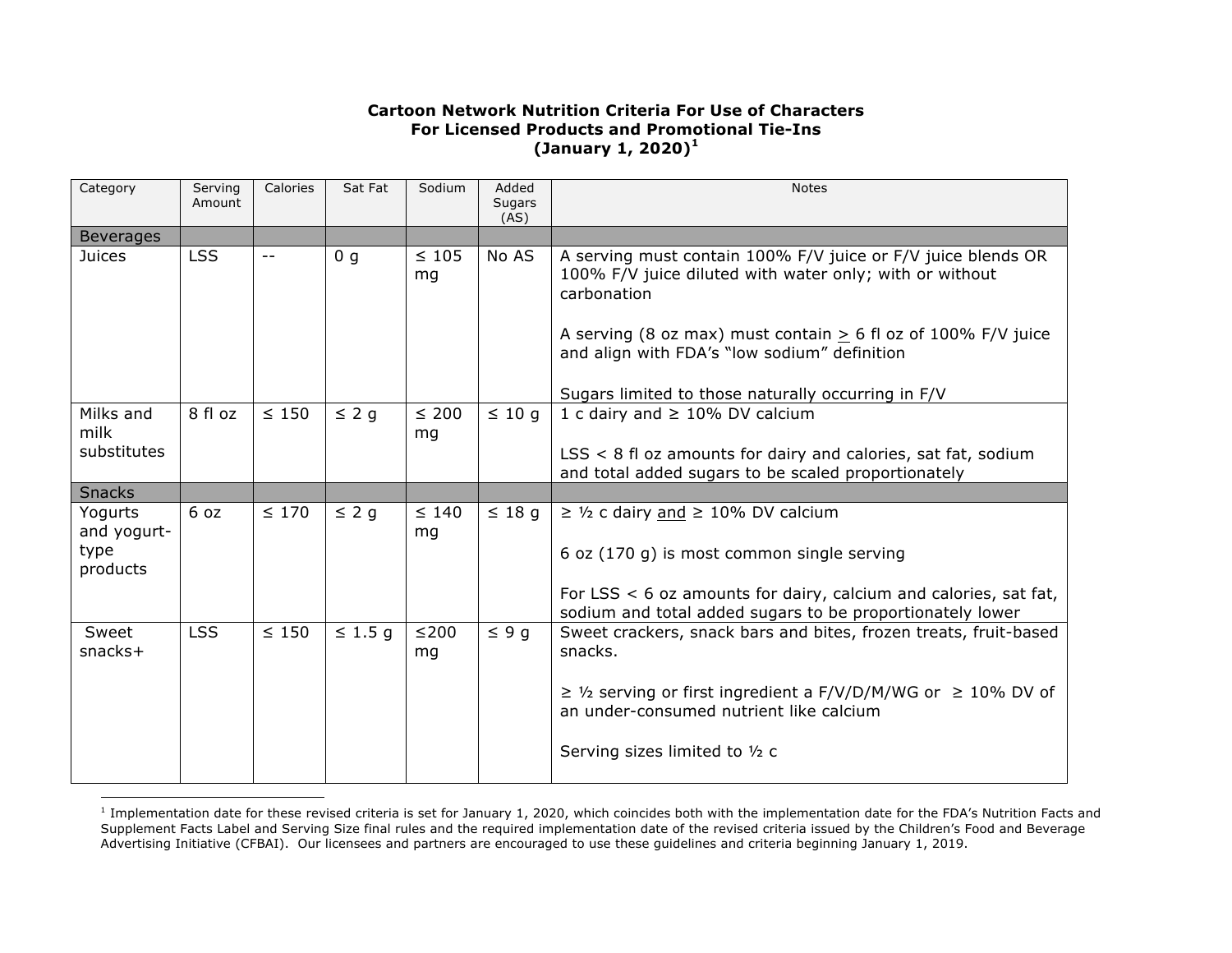**Cartoon Network Nutrition Criteria For Use of Characters**
**For Licensed Products and Promotional Tie-Ins**
**(January 1, 2020)[1]**

| Category | Serving Amount | Calories | Sat Fat | Sodium | Added Sugars (AS) | Notes |
|---|---|---|---|---|---|---|
| Beverages | | | | | | |
| Juices | LSS | -- | 0 g | ≤ 105 mg | No AS | A serving must contain 100% F/V juice or F/V juice blends OR 100% F/V juice diluted with water only; with or without carbonation<br><br>A serving (8 oz max) must contain ≥ 6 fl oz of 100% F/V juice and align with FDA's "low sodium" definition<br><br>Sugars limited to those naturally occurring in F/V |
| Milks and milk substitutes | 8 fl oz | ≤ 150 | ≤ 2 g | ≤ 200 mg | ≤ 10 g | 1 c dairy and ≥ 10% DV calcium<br><br>LSS < 8 fl oz amounts for dairy and calories, sat fat, sodium and total added sugars to be scaled proportionately |
| Snacks | | | | | | |
| Yogurts and yogurt-type products | 6 oz | ≤ 170 | ≤ 2 g | ≤ 140 mg | ≤ 18 g | ≥ ½ c dairy and ≥ 10% DV calcium<br><br>6 oz (170 g) is most common single serving<br><br>For LSS < 6 oz amounts for dairy, calcium and calories, sat fat, sodium and total added sugars to be proportionately lower |
| Sweet snacks+ | LSS | ≤ 150 | ≤ 1.5 g | ≤200 mg | ≤ 9 g | Sweet crackers, snack bars and bites, frozen treats, fruit-based snacks.<br><br>≥ ½ serving or first ingredient a F/V/D/M/WG or ≥ 10% DV of an under-consumed nutrient like calcium<br><br>Serving sizes limited to ½ c |

[1] Implementation date for these revised criteria is set for January 1, 2020, which coincides both with the implementation date for the FDA's Nutrition Facts and Supplement Facts Label and Serving Size final rules and the required implementation date of the revised criteria issued by the Children's Food and Beverage Advertising Initiative (CFBAI). Our licensees and partners are encouraged to use these guidelines and criteria beginning January 1, 2019.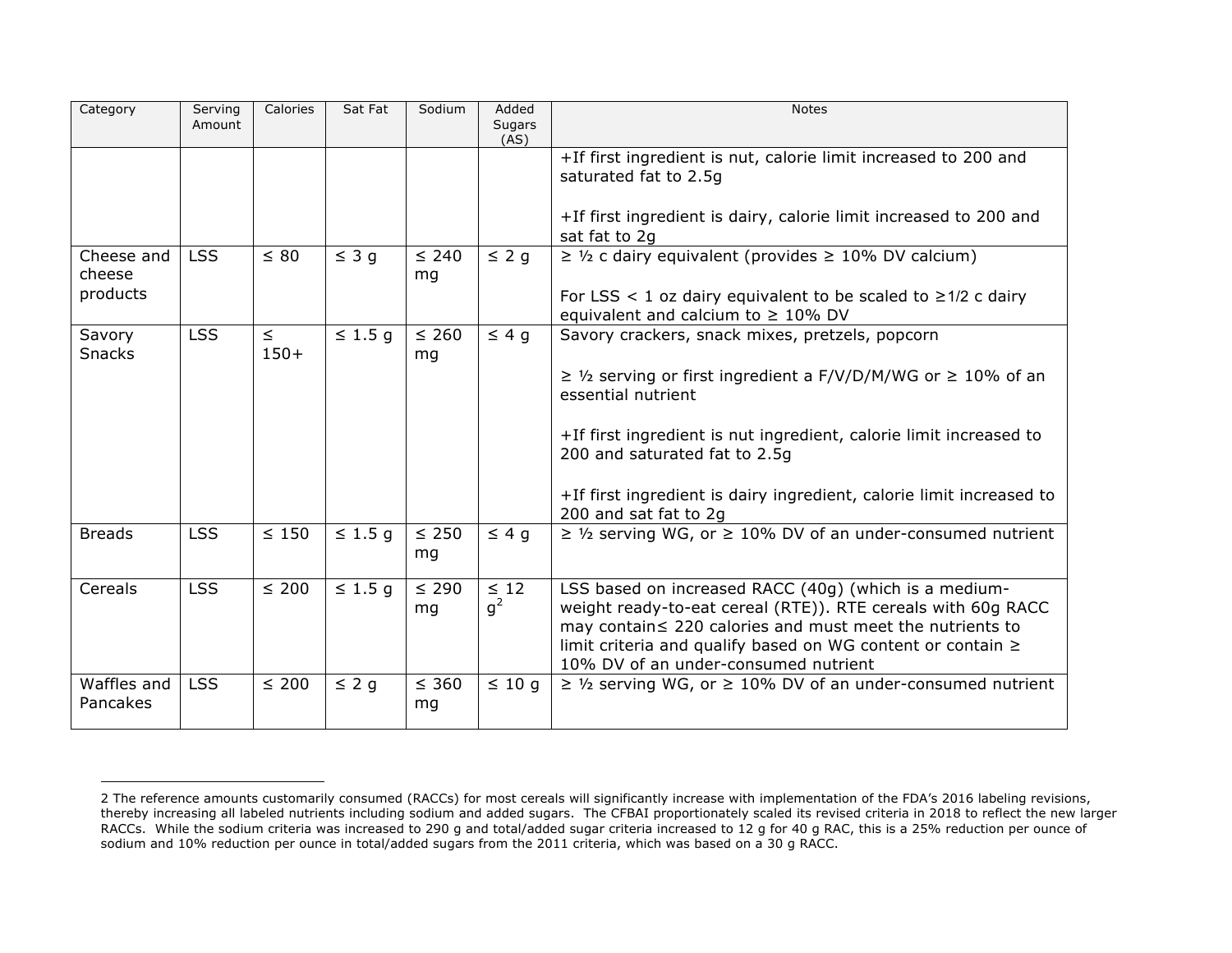| Category | Serving Amount | Calories | Sat Fat | Sodium | Added Sugars (AS) | Notes |
|---|---|---|---|---|---|---|
| | | | | | | +If first ingredient is nut, calorie limit increased to 200 and saturated fat to 2.5g<br><br>+If first ingredient is dairy, calorie limit increased to 200 and sat fat to 2g |
| Cheese and cheese products | LSS | ≤ 80 | ≤ 3 g | ≤ 240 mg | ≤ 2 g | ≥ ½ c dairy equivalent (provides ≥ 10% DV calcium)<br><br>For LSS < 1 oz dairy equivalent to be scaled to ≥1/2 c dairy equivalent and calcium to ≥ 10% DV |
| Savory Snacks | LSS | ≤ 150+ | ≤ 1.5 g | ≤ 260 mg | ≤ 4 g | Savory crackers, snack mixes, pretzels, popcorn<br><br>≥ ½ serving or first ingredient a F/V/D/M/WG or ≥ 10% of an essential nutrient<br><br>+If first ingredient is nut ingredient, calorie limit increased to 200 and saturated fat to 2.5g<br><br>+If first ingredient is dairy ingredient, calorie limit increased to 200 and sat fat to 2g |
| Breads | LSS | ≤ 150 | ≤ 1.5 g | ≤ 250 mg | ≤ 4 g | ≥ ½ serving WG, or ≥ 10% DV of an under-consumed nutrient |
| Cereals | LSS | ≤ 200 | ≤ 1.5 g | ≤ 290 mg | ≤ 12 g[2] | LSS based on increased RACC (40g) (which is a medium-weight ready-to-eat cereal (RTE)). RTE cereals with 60g RACC may contain≤ 220 calories and must meet the nutrients to limit criteria and qualify based on WG content or contain ≥ 10% DV of an under-consumed nutrient |
| Waffles and Pancakes | LSS | ≤ 200 | ≤ 2 g | ≤ 360 mg | ≤ 10 g | ≥ ½ serving WG, or ≥ 10% DV of an under-consumed nutrient |

2 The reference amounts customarily consumed (RACCs) for most cereals will significantly increase with implementation of the FDA's 2016 labeling revisions, thereby increasing all labeled nutrients including sodium and added sugars. The CFBAI proportionately scaled its revised criteria in 2018 to reflect the new larger RACCs. While the sodium criteria was increased to 290 g and total/added sugar criteria increased to 12 g for 40 g RAC, this is a 25% reduction per ounce of sodium and 10% reduction per ounce in total/added sugars from the 2011 criteria, which was based on a 30 g RACC.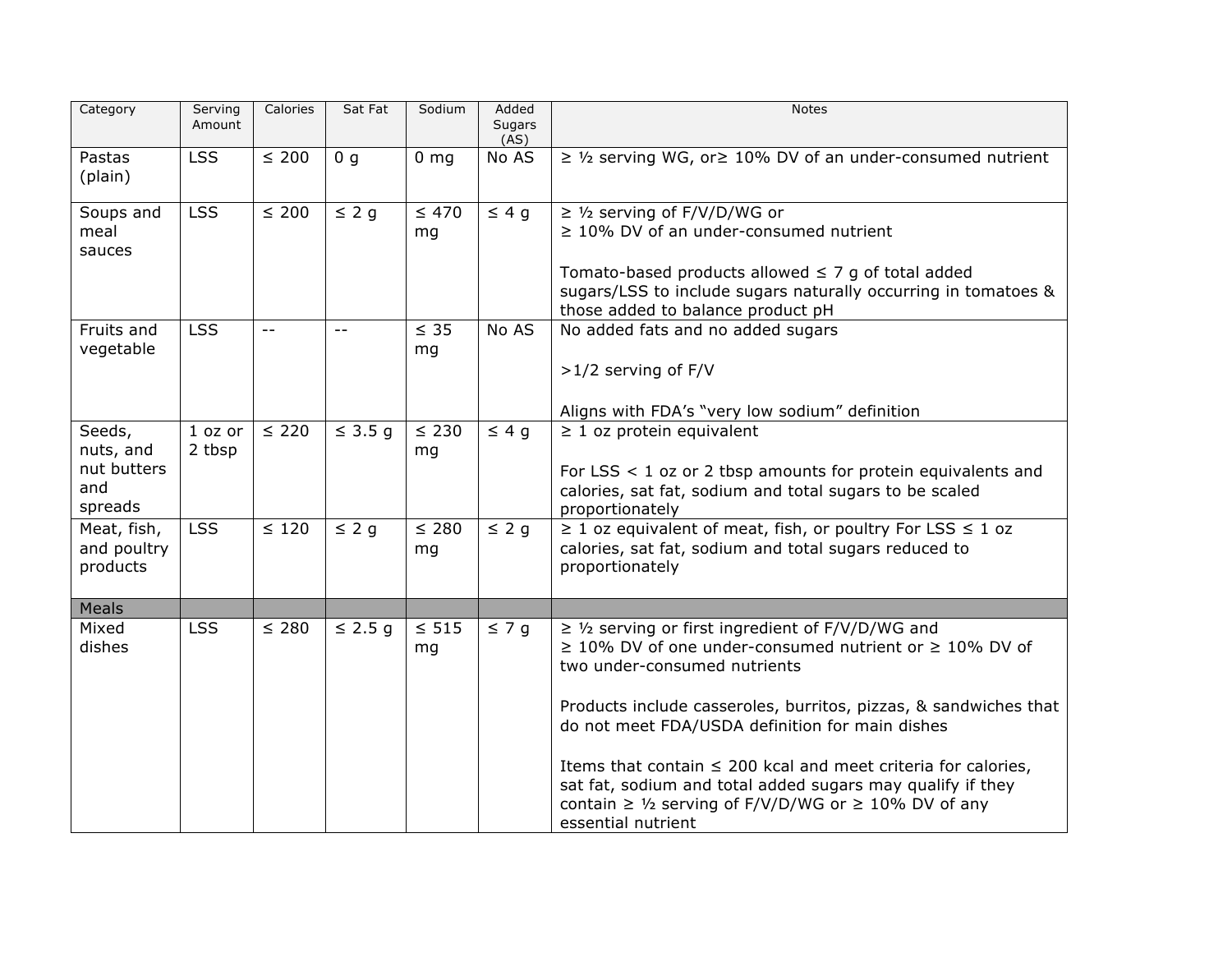| Category | Serving Amount | Calories | Sat Fat | Sodium | Added Sugars (AS) | Notes |
|---|---|---|---|---|---|---|
| Pastas (plain) | LSS | ≤ 200 | 0 g | 0 mg | No AS | ≥ ½ serving WG, or≥ 10% DV of an under-consumed nutrient |
| Soups and meal sauces | LSS | ≤ 200 | ≤ 2 g | ≤ 470 mg | ≤ 4 g | ≥ ½ serving of F/V/D/WG or<br>≥ 10% DV of an under-consumed nutrient<br><br>Tomato-based products allowed ≤ 7 g of total added sugars/LSS to include sugars naturally occurring in tomatoes & those added to balance product pH |
| Fruits and vegetable | LSS | -- | -- | ≤ 35 mg | No AS | No added fats and no added sugars<br><br>>1/2 serving of F/V<br><br>Aligns with FDA's "very low sodium" definition |
| Seeds, nuts, and nut butters and spreads | 1 oz or 2 tbsp | ≤ 220 | ≤ 3.5 g | ≤ 230 mg | ≤ 4 g | ≥ 1 oz protein equivalent<br><br>For LSS < 1 oz or 2 tbsp amounts for protein equivalents and calories, sat fat, sodium and total sugars to be scaled proportionately |
| Meat, fish, and poultry products | LSS | ≤ 120 | ≤ 2 g | ≤ 280 mg | ≤ 2 g | ≥ 1 oz equivalent of meat, fish, or poultry For LSS ≤ 1 oz calories, sat fat, sodium and total sugars reduced to proportionately |
| Meals | | | | | | |
| Mixed dishes | LSS | ≤ 280 | ≤ 2.5 g | ≤ 515 mg | ≤ 7 g | ≥ ½ serving or first ingredient of F/V/D/WG and<br>≥ 10% DV of one under-consumed nutrient or ≥ 10% DV of two under-consumed nutrients<br><br>Products include casseroles, burritos, pizzas, & sandwiches that do not meet FDA/USDA definition for main dishes<br><br>Items that contain ≤ 200 kcal and meet criteria for calories, sat fat, sodium and total added sugars may qualify if they contain ≥ ½ serving of F/V/D/WG or ≥ 10% DV of any essential nutrient |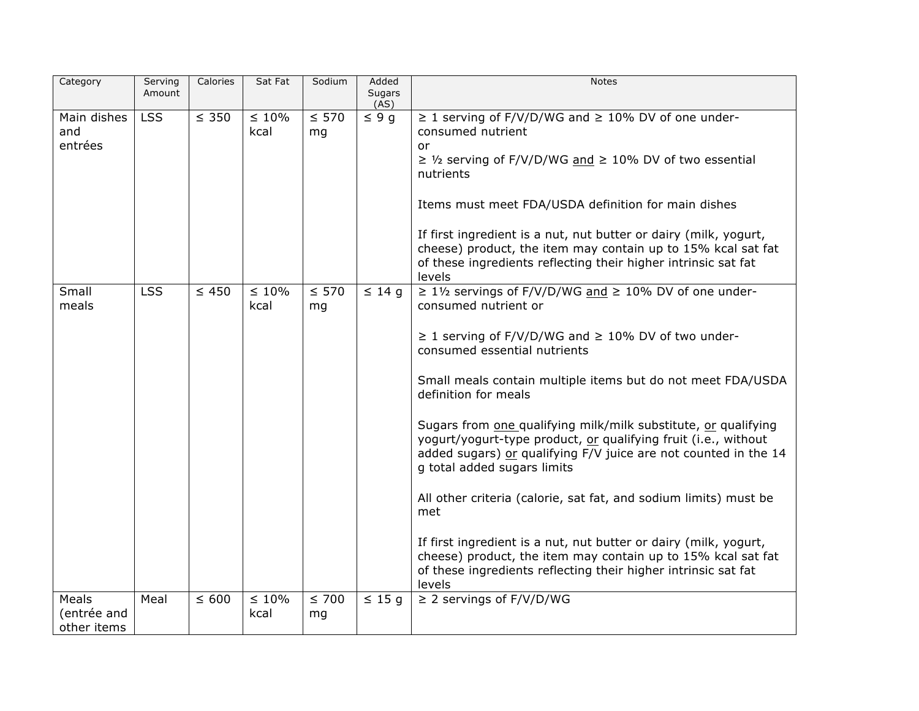| Category | Serving Amount | Calories | Sat Fat | Sodium | Added Sugars (AS) | Notes |
|---|---|---|---|---|---|---|
| Main dishes and entrées | LSS | ≤ 350 | ≤ 10% kcal | ≤ 570 mg | ≤ 9 g | ≥ 1 serving of F/V/D/WG and ≥ 10% DV of one under-consumed nutrient<br>or<br>≥ ½ serving of F/V/D/WG <u>and</u> ≥ 10% DV of two essential nutrients<br><br>Items must meet FDA/USDA definition for main dishes<br><br>If first ingredient is a nut, nut butter or dairy (milk, yogurt, cheese) product, the item may contain up to 15% kcal sat fat of these ingredients reflecting their higher intrinsic sat fat levels |
| Small meals | LSS | ≤ 450 | ≤ 10% kcal | ≤ 570 mg | ≤ 14 g | ≥ 1½ servings of F/V/D/WG <u>and</u> ≥ 10% DV of one under-consumed nutrient or<br><br>≥ 1 serving of F/V/D/WG and ≥ 10% DV of two under-consumed essential nutrients<br><br>Small meals contain multiple items but do not meet FDA/USDA definition for meals<br><br>Sugars from <u>one</u> qualifying milk/milk substitute, <u>or</u> qualifying yogurt/yogurt-type product, <u>or</u> qualifying fruit (i.e., without added sugars) <u>or</u> qualifying F/V juice are not counted in the 14 g total added sugars limits<br><br>All other criteria (calorie, sat fat, and sodium limits) must be met<br><br>If first ingredient is a nut, nut butter or dairy (milk, yogurt, cheese) product, the item may contain up to 15% kcal sat fat of these ingredients reflecting their higher intrinsic sat fat levels |
| Meals (entrée and other items | Meal | ≤ 600 | ≤ 10% kcal | ≤ 700 mg | ≤ 15 g | ≥ 2 servings of F/V/D/WG |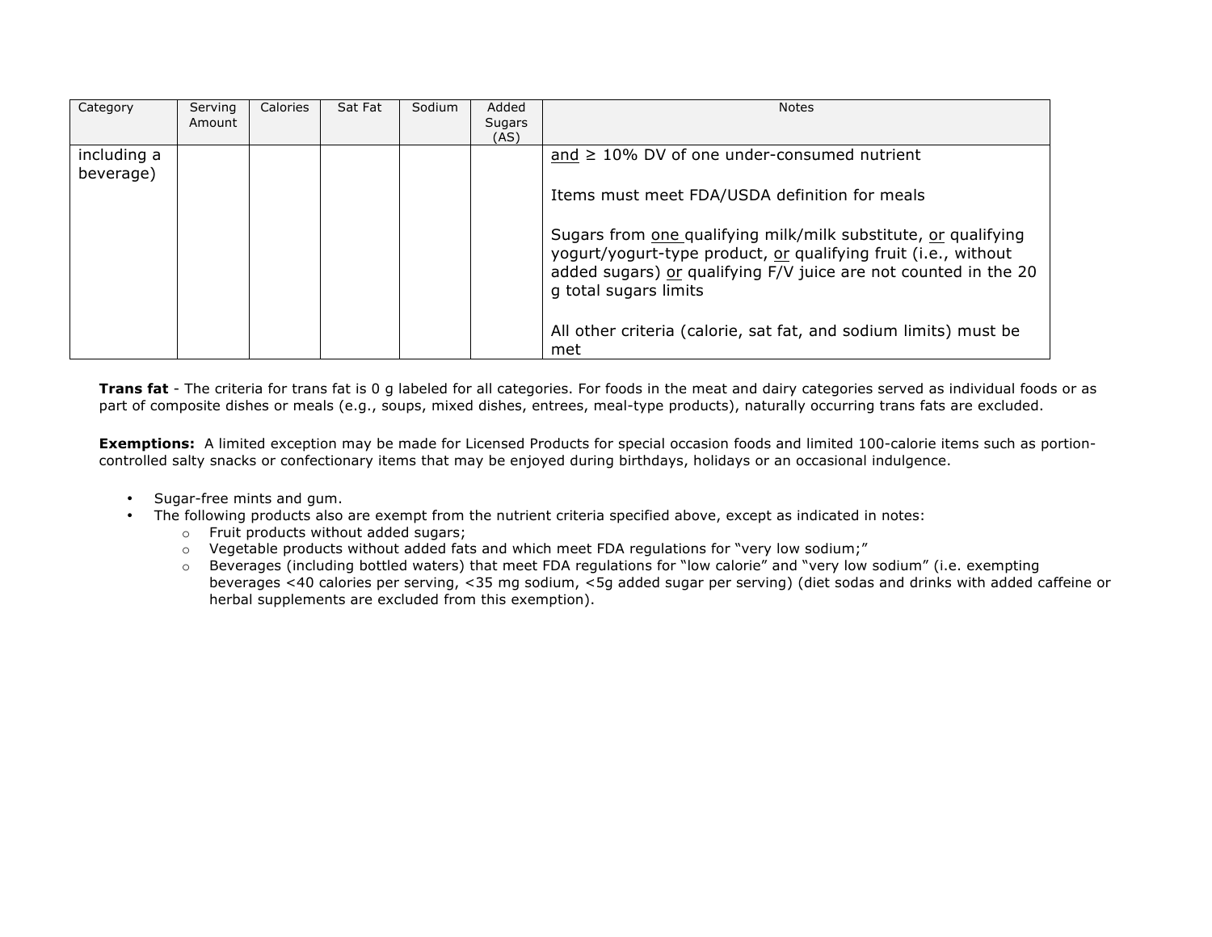| Category | Serving Amount | Calories | Sat Fat | Sodium | Added Sugars (AS) | Notes |
|---|---|---|---|---|---|---|
| including a beverage) | | | | | | <u>and</u> ≥ 10% DV of one under-consumed nutrient<br><br>Items must meet FDA/USDA definition for meals<br><br>Sugars from <u>one</u> qualifying milk/milk substitute, <u>or</u> qualifying yogurt/yogurt-type product, <u>or</u> qualifying fruit (i.e., without added sugars) <u>or</u> qualifying F/V juice are not counted in the 20 g total sugars limits<br><br>All other criteria (calorie, sat fat, and sodium limits) must be met |

**Trans fat** - The criteria for trans fat is 0 g labeled for all categories. For foods in the meat and dairy categories served as individual foods or as part of composite dishes or meals (e.g., soups, mixed dishes, entrees, meal-type products), naturally occurring trans fats are excluded.

**Exemptions:** A limited exception may be made for Licensed Products for special occasion foods and limited 100-calorie items such as portion-controlled salty snacks or confectionary items that may be enjoyed during birthdays, holidays or an occasional indulgence.

- Sugar-free mints and gum.
- The following products also are exempt from the nutrient criteria specified above, except as indicated in notes:
  - Fruit products without added sugars;
  - Vegetable products without added fats and which meet FDA regulations for "very low sodium;"
  - Beverages (including bottled waters) that meet FDA regulations for "low calorie" and "very low sodium" (i.e. exempting beverages <40 calories per serving, <35 mg sodium, <5g added sugar per serving) (diet sodas and drinks with added caffeine or herbal supplements are excluded from this exemption).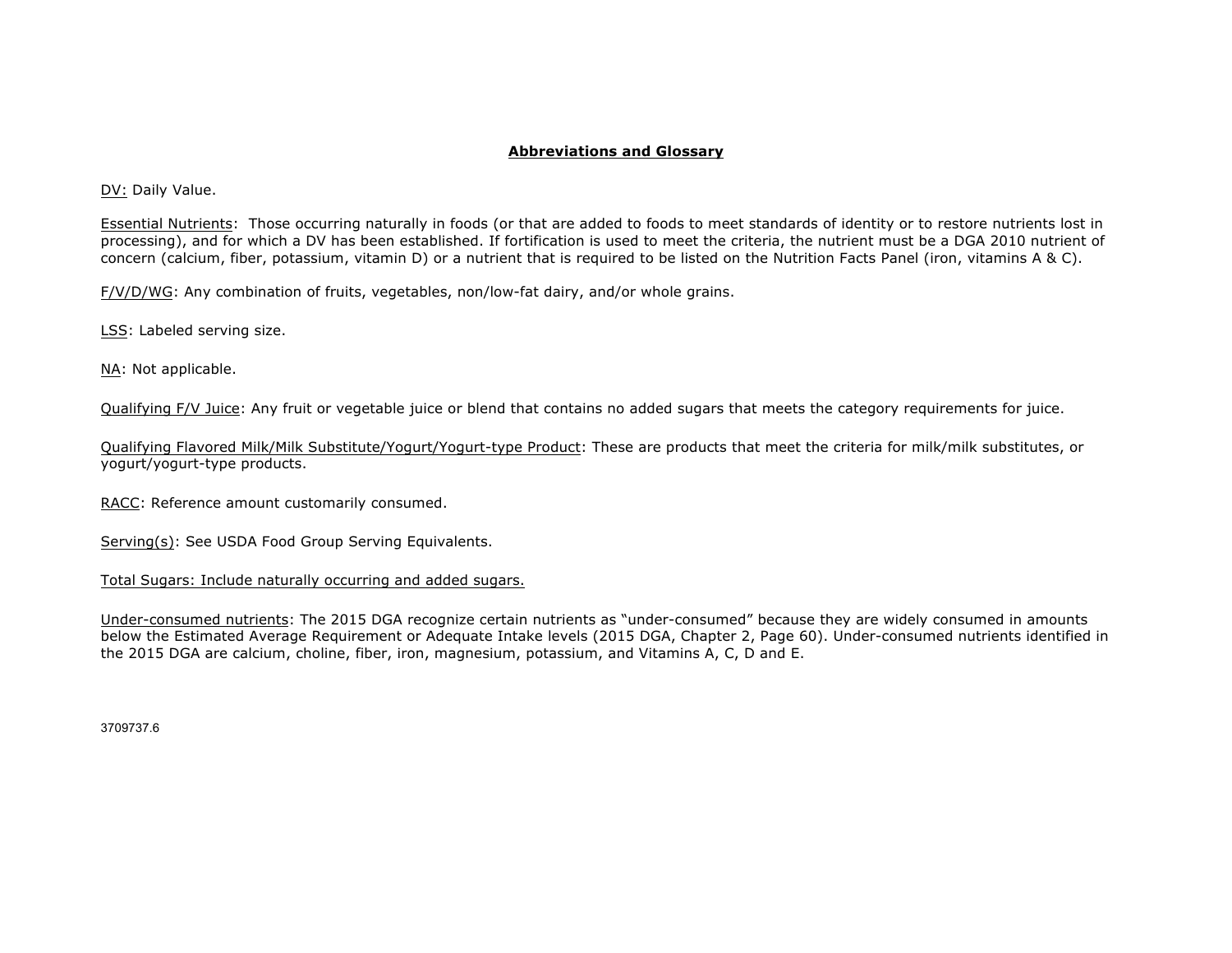## Abbreviations and Glossary

DV: Daily Value.

Essential Nutrients: Those occurring naturally in foods (or that are added to foods to meet standards of identity or to restore nutrients lost in processing), and for which a DV has been established. If fortification is used to meet the criteria, the nutrient must be a DGA 2010 nutrient of concern (calcium, fiber, potassium, vitamin D) or a nutrient that is required to be listed on the Nutrition Facts Panel (iron, vitamins A & C).

F/V/D/WG: Any combination of fruits, vegetables, non/low-fat dairy, and/or whole grains.

LSS: Labeled serving size.

NA: Not applicable.

Qualifying F/V Juice: Any fruit or vegetable juice or blend that contains no added sugars that meets the category requirements for juice.

Qualifying Flavored Milk/Milk Substitute/Yogurt/Yogurt-type Product: These are products that meet the criteria for milk/milk substitutes, or yogurt/yogurt-type products.

RACC: Reference amount customarily consumed.

Serving(s): See USDA Food Group Serving Equivalents.

Total Sugars: Include naturally occurring and added sugars.

Under-consumed nutrients: The 2015 DGA recognize certain nutrients as "under-consumed" because they are widely consumed in amounts below the Estimated Average Requirement or Adequate Intake levels (2015 DGA, Chapter 2, Page 60). Under-consumed nutrients identified in the 2015 DGA are calcium, choline, fiber, iron, magnesium, potassium, and Vitamins A, C, D and E.

3709737.6